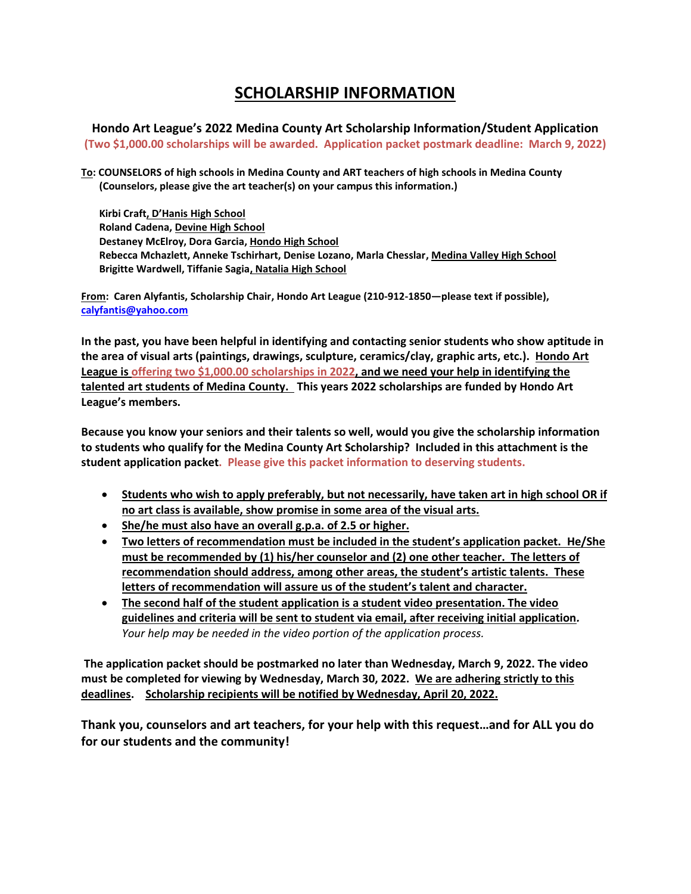# SCHOLARSHIP INFORMATION

### Hondo Art League's 2022 Medina County Art Scholarship Information/Student Application

**(Two $1,000.00 scholarships will be awarded. Application packet postmark deadline: March 9, 2022)**

**To: COUNSELORS of high schools in Medina County and ART teachers of high schools in Medina County (Counselors, please give the art teacher(s) on your campus this information.)**

**Kirbi Craft, D'Hanis High School**
**Roland Cadena, Devine High School**
**Destaney McElroy, Dora Garcia, Hondo High School**
**Rebecca Mchazlett, Anneke Tschirhart, Denise Lozano, Marla Chesslar, Medina Valley High School**
**Brigitte Wardwell, Tiffanie Sagia, Natalia High School**

**From: Caren Alyfantis, Scholarship Chair, Hondo Art League (210-912-1850—please text if possible), calyfantis@yahoo.com**

**In the past, you have been helpful in identifying and contacting senior students who show aptitude in the area of visual arts (paintings, drawings, sculpture, ceramics/clay, graphic arts, etc.). Hondo Art League is offering two $1,000.00 scholarships in 2022, and we need your help in identifying the talented art students of Medina County. This years 2022 scholarships are funded by Hondo Art League's members.**

**Because you know your seniors and their talents so well, would you give the scholarship information to students who qualify for the Medina County Art Scholarship? Included in this attachment is the student application packet. Please give this packet information to deserving students.**

- **Students who wish to apply preferably, but not necessarily, have taken art in high school OR if no art class is available, show promise in some area of the visual arts.**
- **She/he must also have an overall g.p.a. of 2.5 or higher.**
- **Two letters of recommendation must be included in the student's application packet. He/She must be recommended by (1) his/her counselor and (2) one other teacher. The letters of recommendation should address, among other areas, the student's artistic talents. These letters of recommendation will assure us of the student's talent and character.**
- **The second half of the student application is a student video presentation. The video guidelines and criteria will be sent to student via email, after receiving initial application.** *Your help may be needed in the video portion of the application process.*

**The application packet should be postmarked no later than Wednesday, March 9, 2022. The video must be completed for viewing by Wednesday, March 30, 2022. We are adhering strictly to this deadlines. Scholarship recipients will be notified by Wednesday, April 20, 2022.**

**Thank you, counselors and art teachers, for your help with this request…and for ALL you do for our students and the community!**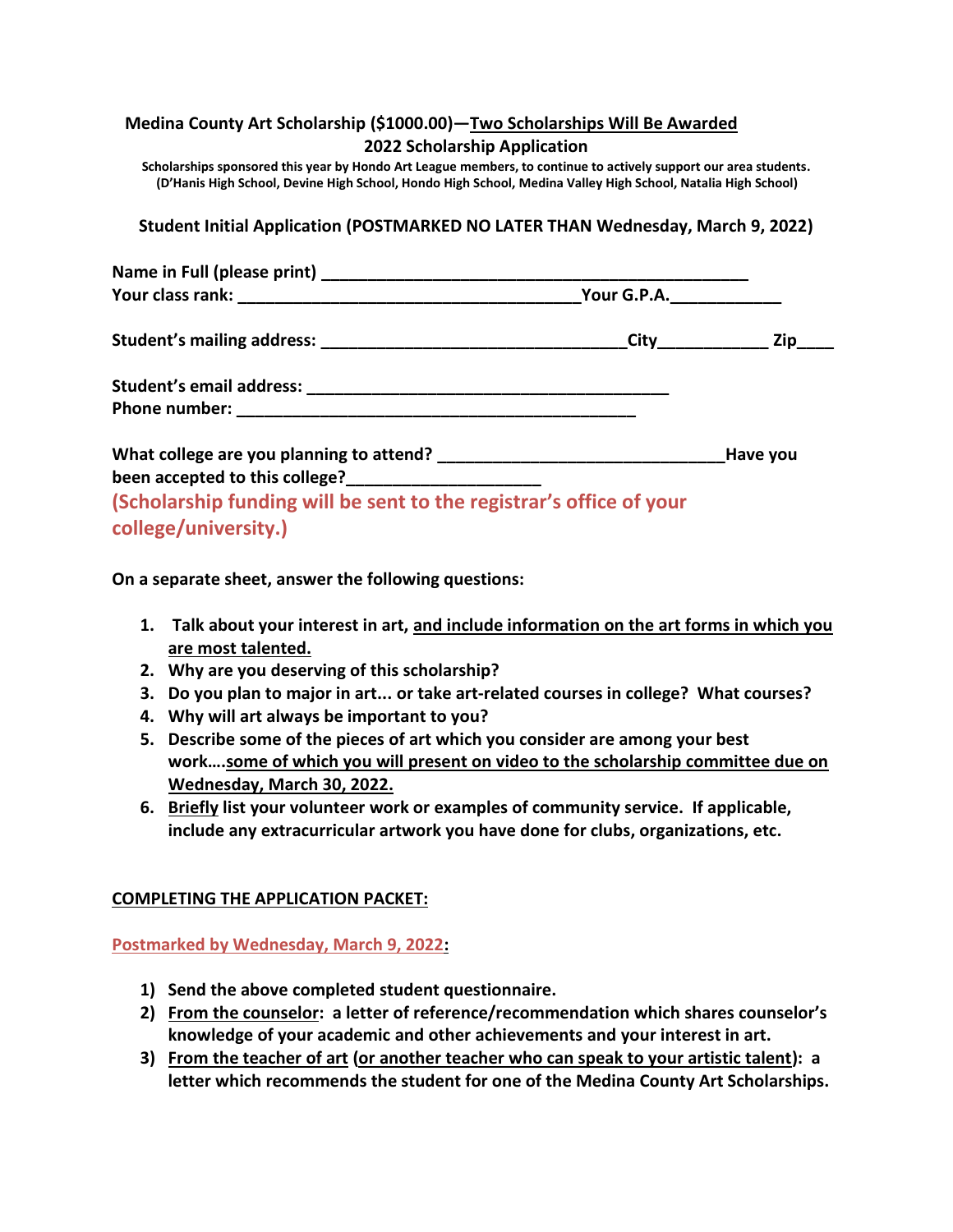**Medina County Art Scholarship ($1000.00)—Two Scholarships Will Be Awarded**
**2022 Scholarship Application**

**Scholarships sponsored this year by Hondo Art League members, to continue to actively support our area students. (D'Hanis High School, Devine High School, Hondo High School, Medina Valley High School, Natalia High School)**

**Student Initial Application (POSTMARKED NO LATER THAN Wednesday, March 9, 2022)**

**Name in Full (please print) ________________________________________________**
**Your class rank: ______________________________________ Your G.P.A. ____________**

**Student's mailing address: __________________________________ City ____________ Zip ____**

**Student's email address: ________________________________________**
**Phone number: ___________________________________________**

**What college are you planning to attend? ______________________________ Have you been accepted to this college? ____________________**

**(Scholarship funding will be sent to the registrar's office of your college/university.)**

**On a separate sheet, answer the following questions:**

1. **Talk about your interest in art, and include information on the art forms in which you are most talented.**
2. **Why are you deserving of this scholarship?**
3. **Do you plan to major in art... or take art-related courses in college? What courses?**
4. **Why will art always be important to you?**
5. **Describe some of the pieces of art which you consider are among your best work….some of which you will present on video to the scholarship committee due on Wednesday, March 30, 2022.**
6. **Briefly list your volunteer work or examples of community service. If applicable, include any extracurricular artwork you have done for clubs, organizations, etc.**

**COMPLETING THE APPLICATION PACKET:**

**Postmarked by Wednesday, March 9, 2022:**

1) **Send the above completed student questionnaire.**
2) **From the counselor: a letter of reference/recommendation which shares counselor's knowledge of your academic and other achievements and your interest in art.**
3) **From the teacher of art (or another teacher who can speak to your artistic talent): a letter which recommends the student for one of the Medina County Art Scholarships.**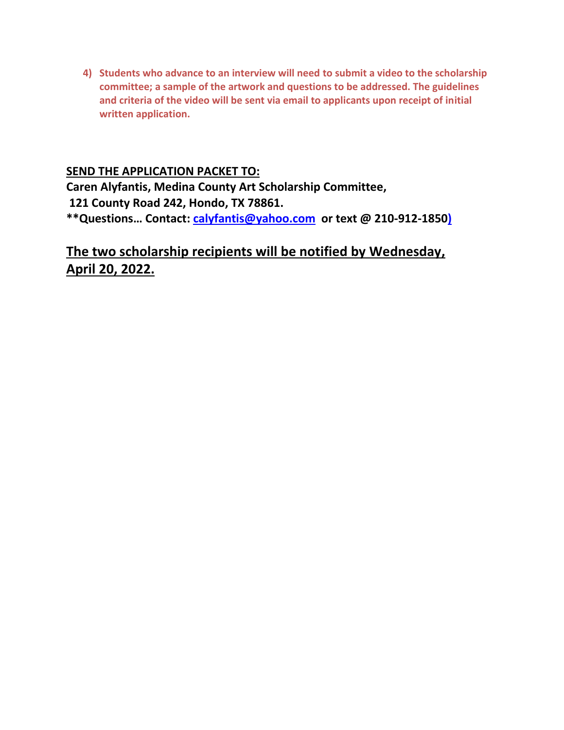4) **Students who advance to an interview will need to submit a video to the scholarship committee; a sample of the artwork and questions to be addressed. The guidelines and criteria of the video will be sent via email to applicants upon receipt of initial written application.**

**SEND THE APPLICATION PACKET TO:**

**Caren Alyfantis, Medina County Art Scholarship Committee,**
**121 County Road 242, Hondo, TX 78861.**
****Questions… Contact: calyfantis@yahoo.com or text @ 210-912-1850)**

## The two scholarship recipients will be notified by Wednesday, April 20, 2022.